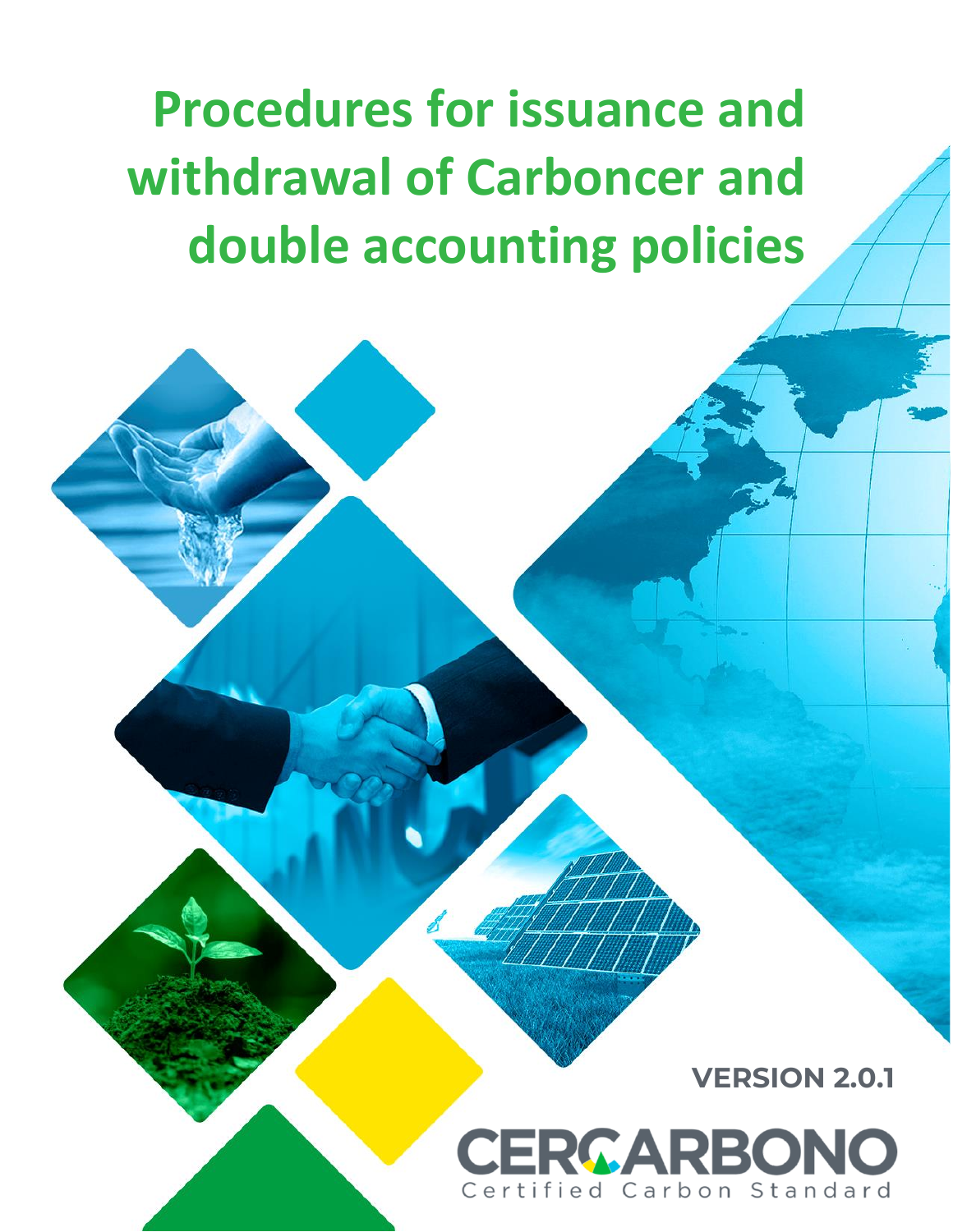# Procedures for issuance and withdrawal of Carboncer and double accounting policies

**VERSION 2.0.1**

CERCARBONO

Certified Carbon Standard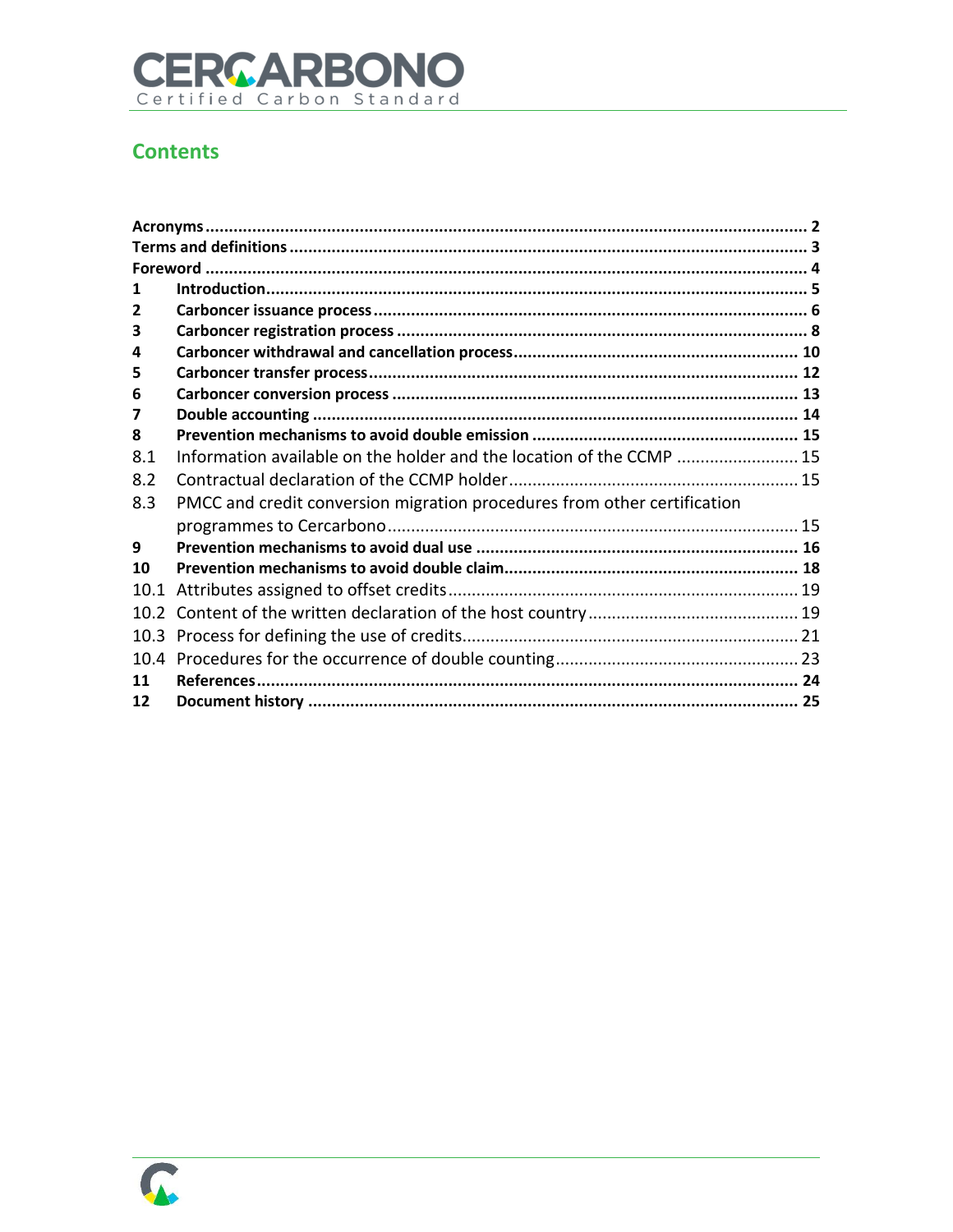## Contents

| | | |
|---|---|---|
| **Acronyms** | | **2** |
| **Terms and definitions** | | **3** |
| **Foreword** | | **4** |
| **1** | **Introduction** | **5** |
| **2** | **Carboncer issuance process** | **6** |
| **3** | **Carboncer registration process** | **8** |
| **4** | **Carboncer withdrawal and cancellation process** | **10** |
| **5** | **Carboncer transfer process** | **12** |
| **6** | **Carboncer conversion process** | **13** |
| **7** | **Double accounting** | **14** |
| **8** | **Prevention mechanisms to avoid double emission** | **15** |
| 8.1 | Information available on the holder and the location of the CCMP | 15 |
| 8.2 | Contractual declaration of the CCMP holder | 15 |
| 8.3 | PMCC and credit conversion migration procedures from other certification programmes to Cercarbono | 15 |
| **9** | **Prevention mechanisms to avoid dual use** | **16** |
| **10** | **Prevention mechanisms to avoid double claim** | **18** |
| 10.1 | Attributes assigned to offset credits | 19 |
| 10.2 | Content of the written declaration of the host country | 19 |
| 10.3 | Process for defining the use of credits | 21 |
| 10.4 | Procedures for the occurrence of double counting | 23 |
| **11** | **References** | **24** |
| **12** | **Document history** | **25** |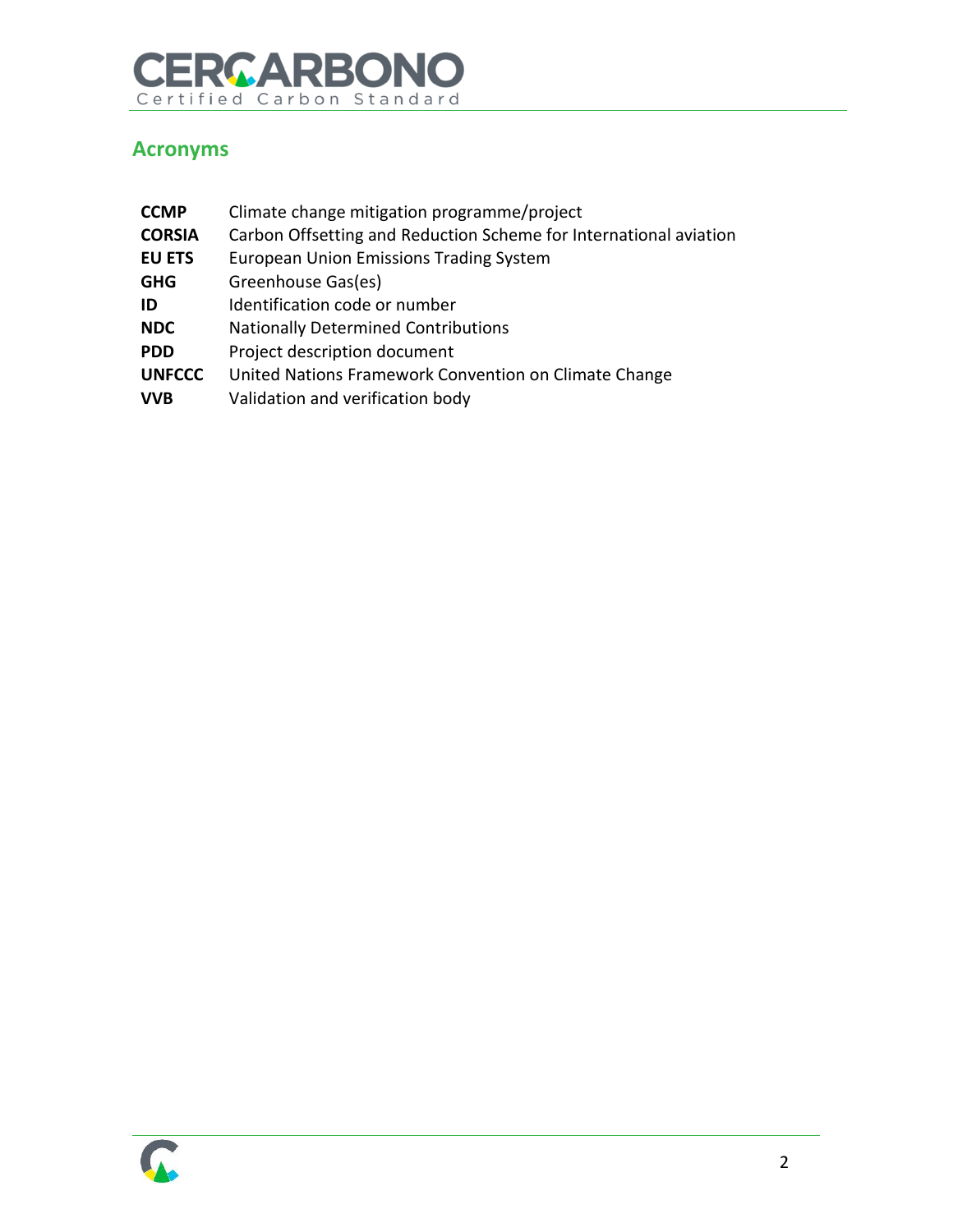## Acronyms

| | |
|---|---|
| **CCMP** | Climate change mitigation programme/project |
| **CORSIA** | Carbon Offsetting and Reduction Scheme for International aviation |
| **EU ETS** | European Union Emissions Trading System |
| **GHG** | Greenhouse Gas(es) |
| **ID** | Identification code or number |
| **NDC** | Nationally Determined Contributions |
| **PDD** | Project description document |
| **UNFCCC** | United Nations Framework Convention on Climate Change |
| **VVB** | Validation and verification body |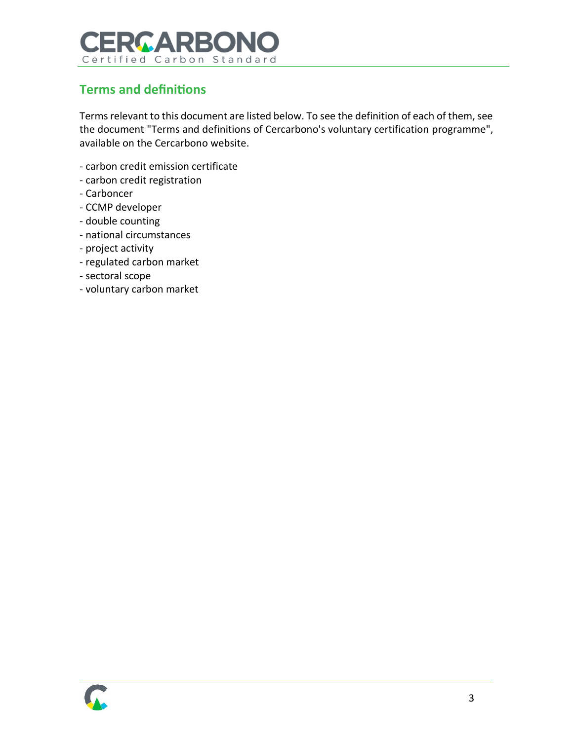## Terms and definitions

Terms relevant to this document are listed below. To see the definition of each of them, see the document "Terms and definitions of Cercarbono's voluntary certification programme", available on the Cercarbono website.

- carbon credit emission certificate
- carbon credit registration
- Carboncer
- CCMP developer
- double counting
- national circumstances
- project activity
- regulated carbon market
- sectoral scope
- voluntary carbon market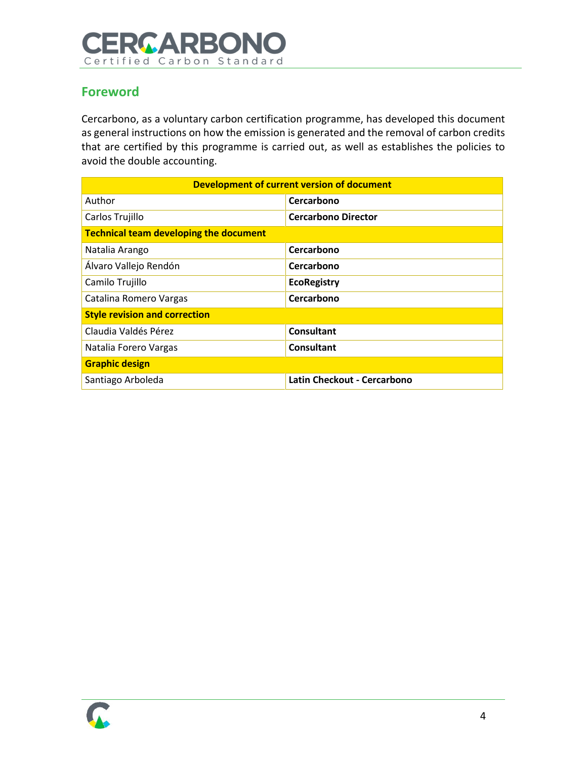## Foreword

Cercarbono, as a voluntary carbon certification programme, has developed this document as general instructions on how the emission is generated and the removal of carbon credits that are certified by this programme is carried out, as well as establishes the policies to avoid the double accounting.

| **Development of current version of document** | |
|---|---|
| Author | **Cercarbono** |
| Carlos Trujillo | **Cercarbono Director** |
| **Technical team developing the document** | |
| Natalia Arango | **Cercarbono** |
| Álvaro Vallejo Rendón | **Cercarbono** |
| Camilo Trujillo | **EcoRegistry** |
| Catalina Romero Vargas | **Cercarbono** |
| **Style revision and correction** | |
| Claudia Valdés Pérez | **Consultant** |
| Natalia Forero Vargas | **Consultant** |
| **Graphic design** | |
| Santiago Arboleda | **Latin Checkout - Cercarbono** |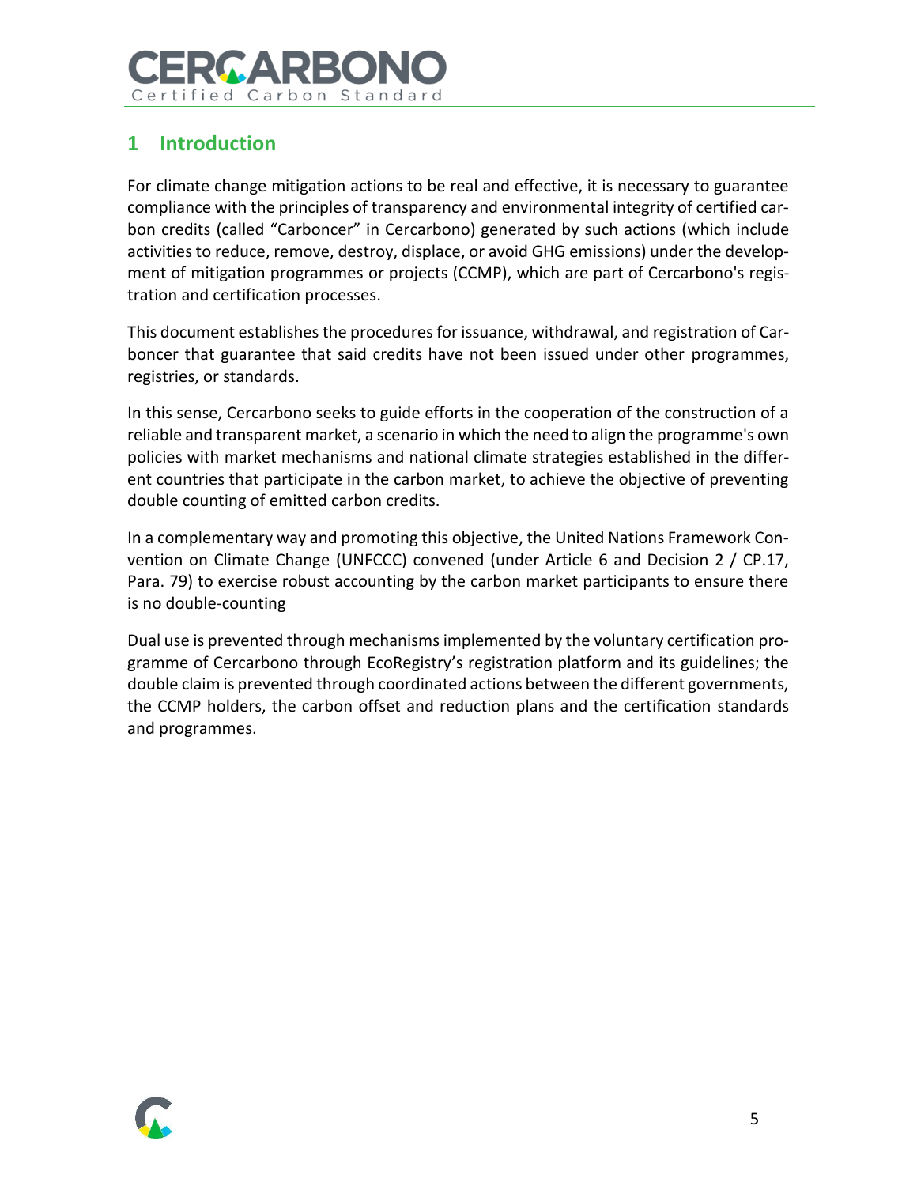# 1 Introduction

For climate change mitigation actions to be real and effective, it is necessary to guarantee compliance with the principles of transparency and environmental integrity of certified carbon credits (called "Carboncer" in Cercarbono) generated by such actions (which include activities to reduce, remove, destroy, displace, or avoid GHG emissions) under the development of mitigation programmes or projects (CCMP), which are part of Cercarbono's registration and certification processes.

This document establishes the procedures for issuance, withdrawal, and registration of Carboncer that guarantee that said credits have not been issued under other programmes, registries, or standards.

In this sense, Cercarbono seeks to guide efforts in the cooperation of the construction of a reliable and transparent market, a scenario in which the need to align the programme's own policies with market mechanisms and national climate strategies established in the different countries that participate in the carbon market, to achieve the objective of preventing double counting of emitted carbon credits.

In a complementary way and promoting this objective, the United Nations Framework Convention on Climate Change (UNFCCC) convened (under Article 6 and Decision 2 / CP.17, Para. 79) to exercise robust accounting by the carbon market participants to ensure there is no double-counting

Dual use is prevented through mechanisms implemented by the voluntary certification programme of Cercarbono through EcoRegistry's registration platform and its guidelines; the double claim is prevented through coordinated actions between the different governments, the CCMP holders, the carbon offset and reduction plans and the certification standards and programmes.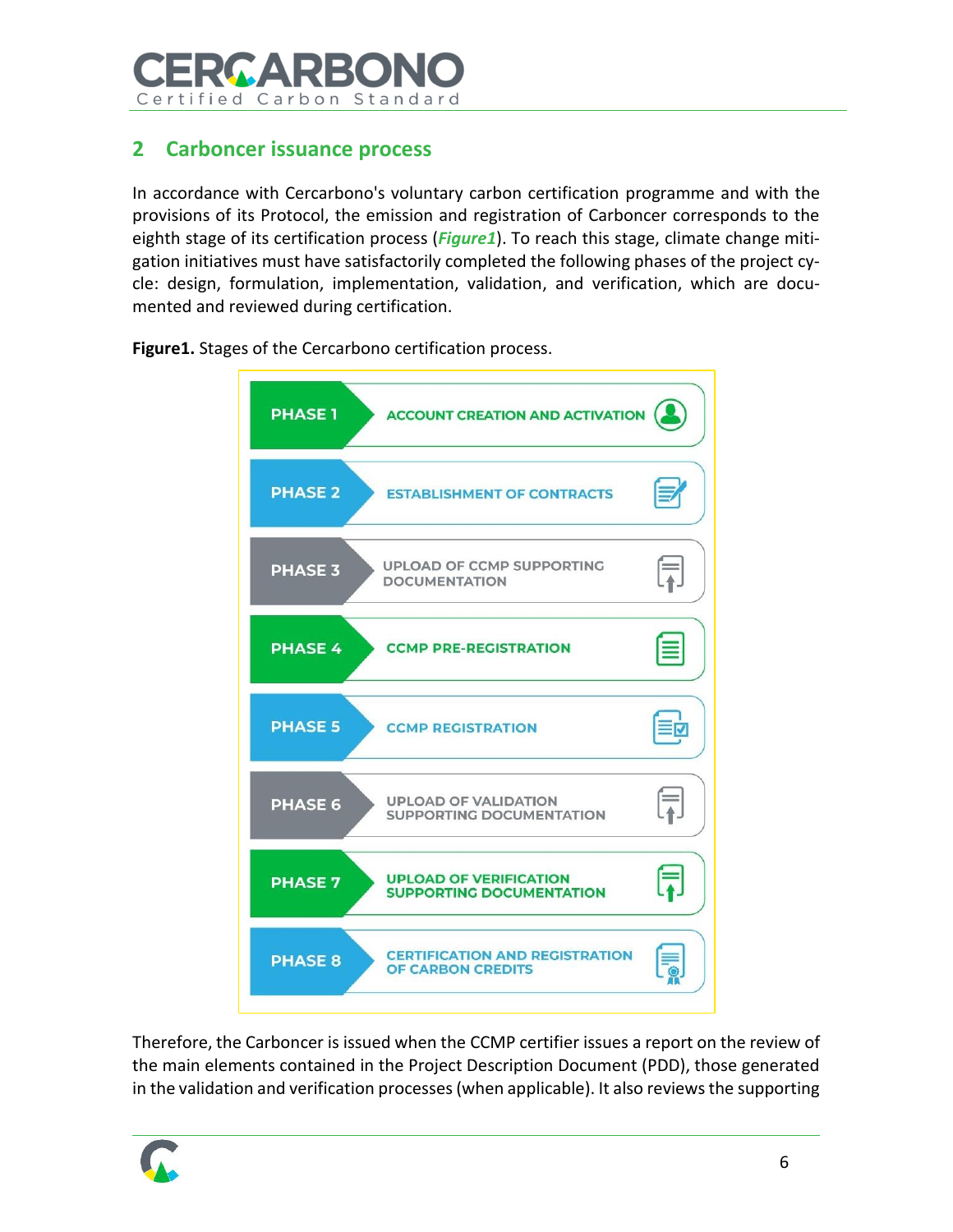## 2 Carboncer issuance process

In accordance with Cercarbono's voluntary carbon certification programme and with the provisions of its Protocol, the emission and registration of Carboncer corresponds to the eighth stage of its certification process (*Figure1*). To reach this stage, climate change mitigation initiatives must have satisfactorily completed the following phases of the project cycle: design, formulation, implementation, validation, and verification, which are documented and reviewed during certification.

**Figure1.** Stages of the Cercarbono certification process.

| Phase | Stage |
| --- | --- |
| PHASE 1 | ACCOUNT CREATION AND ACTIVATION |
| PHASE 2 | ESTABLISHMENT OF CONTRACTS |
| PHASE 3 | UPLOAD OF CCMP SUPPORTING DOCUMENTATION |
| PHASE 4 | CCMP PRE-REGISTRATION |
| PHASE 5 | CCMP REGISTRATION |
| PHASE 6 | UPLOAD OF VALIDATION SUPPORTING DOCUMENTATION |
| PHASE 7 | UPLOAD OF VERIFICATION SUPPORTING DOCUMENTATION |
| PHASE 8 | CERTIFICATION AND REGISTRATION OF CARBON CREDITS |

Therefore, the Carboncer is issued when the CCMP certifier issues a report on the review of the main elements contained in the Project Description Document (PDD), those generated in the validation and verification processes (when applicable). It also reviews the supporting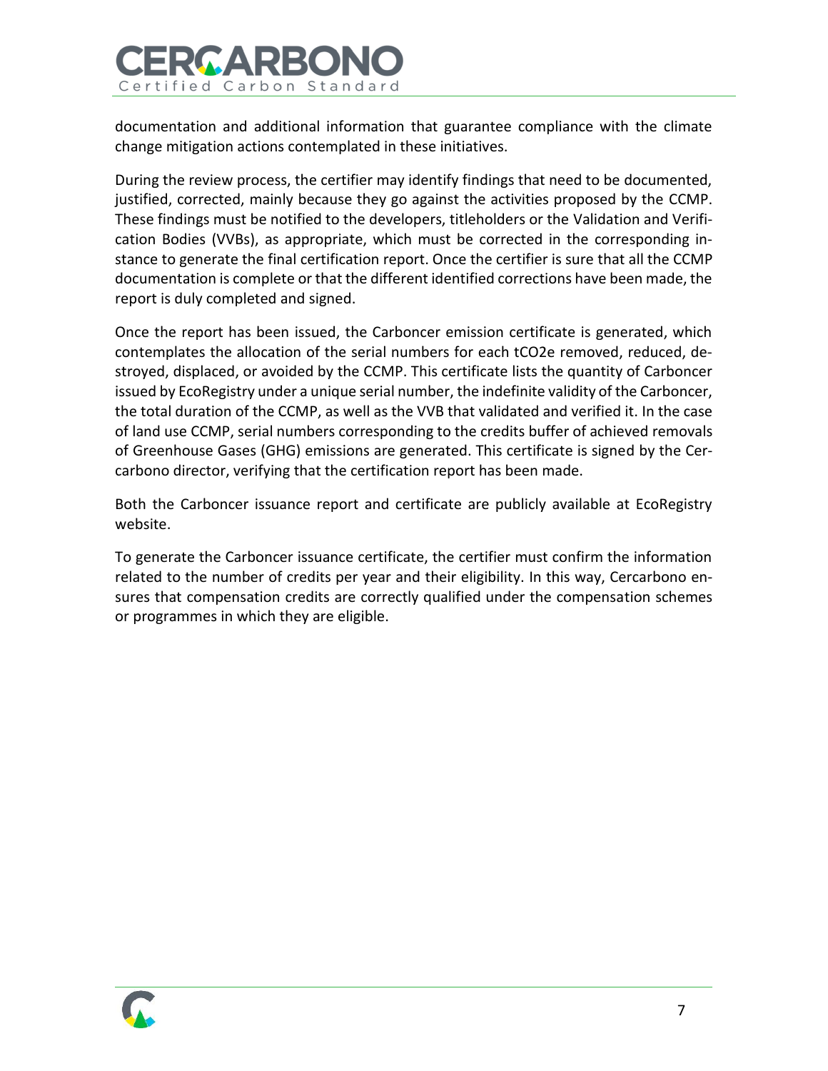documentation and additional information that guarantee compliance with the climate change mitigation actions contemplated in these initiatives.

During the review process, the certifier may identify findings that need to be documented, justified, corrected, mainly because they go against the activities proposed by the CCMP. These findings must be notified to the developers, titleholders or the Validation and Verification Bodies (VVBs), as appropriate, which must be corrected in the corresponding instance to generate the final certification report. Once the certifier is sure that all the CCMP documentation is complete or that the different identified corrections have been made, the report is duly completed and signed.

Once the report has been issued, the Carboncer emission certificate is generated, which contemplates the allocation of the serial numbers for each $tCO_2e$ removed, reduced, destroyed, displaced, or avoided by the CCMP. This certificate lists the quantity of Carboncer issued by EcoRegistry under a unique serial number, the indefinite validity of the Carboncer, the total duration of the CCMP, as well as the VVB that validated and verified it. In the case of land use CCMP, serial numbers corresponding to the credits buffer of achieved removals of Greenhouse Gases (GHG) emissions are generated. This certificate is signed by the Cercarbono director, verifying that the certification report has been made.

Both the Carboncer issuance report and certificate are publicly available at EcoRegistry website.

To generate the Carboncer issuance certificate, the certifier must confirm the information related to the number of credits per year and their eligibility. In this way, Cercarbono ensures that compensation credits are correctly qualified under the compensation schemes or programmes in which they are eligible.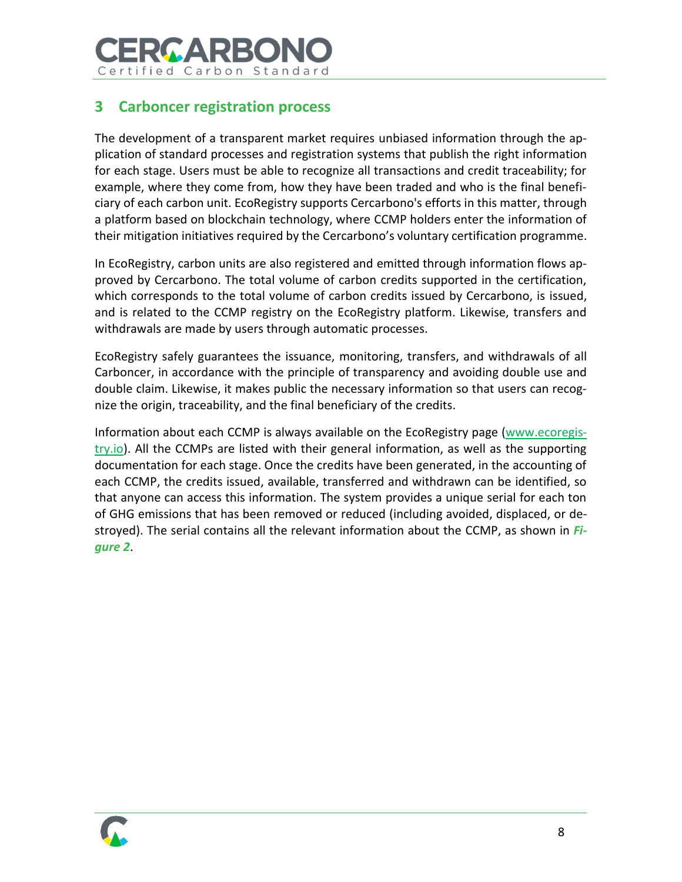# 3 Carboncer registration process

The development of a transparent market requires unbiased information through the application of standard processes and registration systems that publish the right information for each stage. Users must be able to recognize all transactions and credit traceability; for example, where they come from, how they have been traded and who is the final beneficiary of each carbon unit. EcoRegistry supports Cercarbono's efforts in this matter, through a platform based on blockchain technology, where CCMP holders enter the information of their mitigation initiatives required by the Cercarbono's voluntary certification programme.

In EcoRegistry, carbon units are also registered and emitted through information flows approved by Cercarbono. The total volume of carbon credits supported in the certification, which corresponds to the total volume of carbon credits issued by Cercarbono, is issued, and is related to the CCMP registry on the EcoRegistry platform. Likewise, transfers and withdrawals are made by users through automatic processes.

EcoRegistry safely guarantees the issuance, monitoring, transfers, and withdrawals of all Carboncer, in accordance with the principle of transparency and avoiding double use and double claim. Likewise, it makes public the necessary information so that users can recognize the origin, traceability, and the final beneficiary of the credits.

Information about each CCMP is always available on the EcoRegistry page ([www.ecoregistry.io](www.ecoregistry.io)). All the CCMPs are listed with their general information, as well as the supporting documentation for each stage. Once the credits have been generated, in the accounting of each CCMP, the credits issued, available, transferred and withdrawn can be identified, so that anyone can access this information. The system provides a unique serial for each ton of GHG emissions that has been removed or reduced (including avoided, displaced, or destroyed). The serial contains all the relevant information about the CCMP, as shown in ***Figure 2***.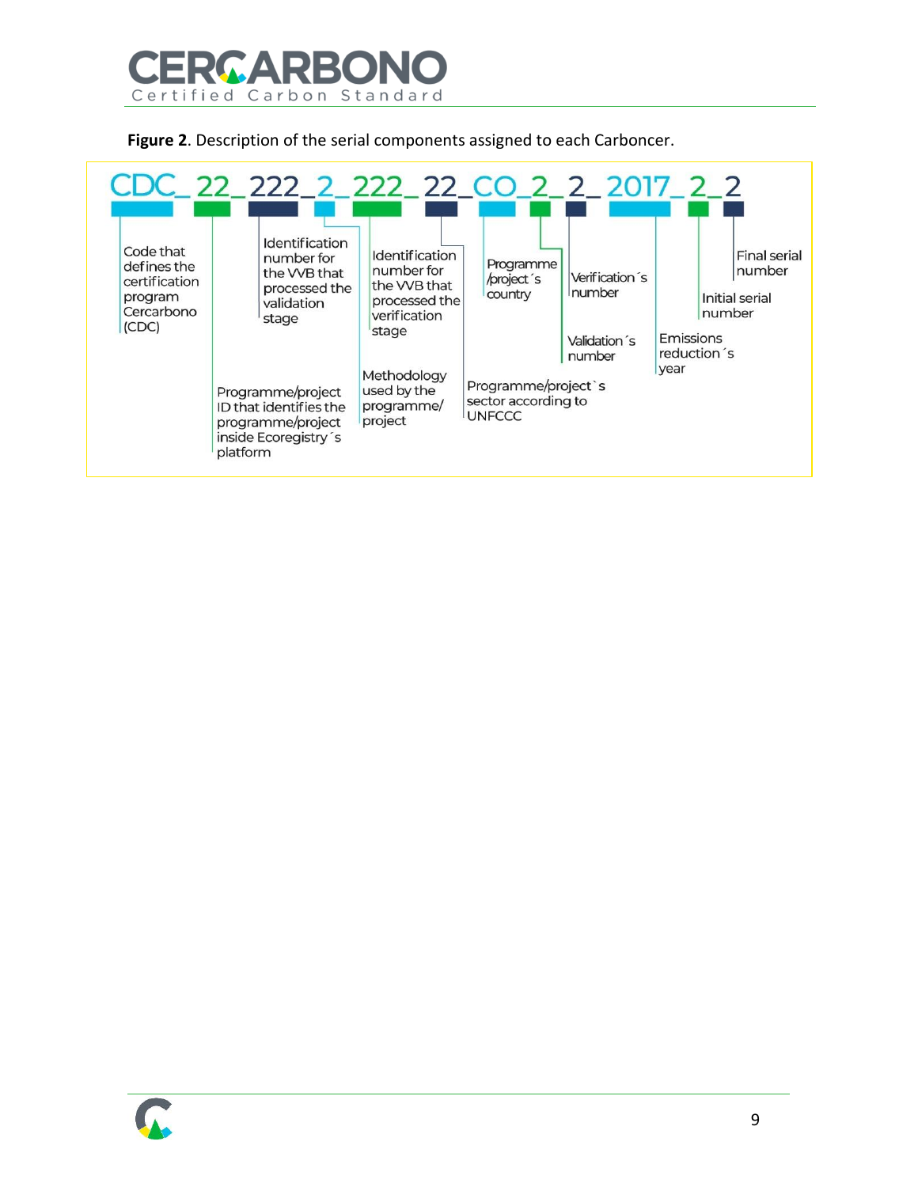**Figure 2**. Description of the serial components assigned to each Carboncer.

CDC_22_222_2_222_22_CO_2_2_2017_2_2

- CDC: Code that defines the certification program Cercarbono (CDC)
- 22: Programme/project ID that identifies the programme/project inside Ecoregistry´s platform
- 222: Identification number for the VVB that processed the validation stage
- 2: Methodology used by the programme/ project
- 222: Identification number for the VVB that processed the verification stage
- 22: Programme/project`s sector according to UNFCCC
- CO: Programme /project´s country
- 2: Validation´s number
- 2: Verification´s number
- 2017: Emissions reduction´s year
- 2: Initial serial number
- 2: Final serial number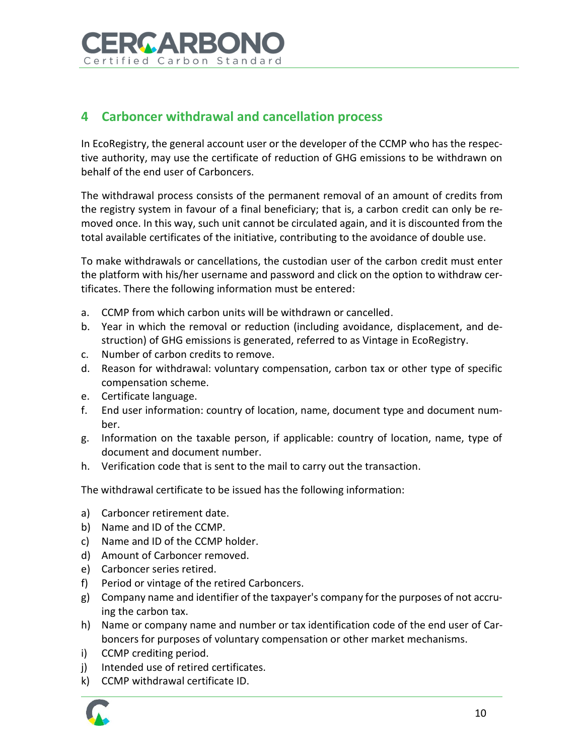## 4 Carboncer withdrawal and cancellation process

In EcoRegistry, the general account user or the developer of the CCMP who has the respective authority, may use the certificate of reduction of GHG emissions to be withdrawn on behalf of the end user of Carboncers.

The withdrawal process consists of the permanent removal of an amount of credits from the registry system in favour of a final beneficiary; that is, a carbon credit can only be removed once. In this way, such unit cannot be circulated again, and it is discounted from the total available certificates of the initiative, contributing to the avoidance of double use.

To make withdrawals or cancellations, the custodian user of the carbon credit must enter the platform with his/her username and password and click on the option to withdraw certificates. There the following information must be entered:

a. CCMP from which carbon units will be withdrawn or cancelled.
b. Year in which the removal or reduction (including avoidance, displacement, and destruction) of GHG emissions is generated, referred to as Vintage in EcoRegistry.
c. Number of carbon credits to remove.
d. Reason for withdrawal: voluntary compensation, carbon tax or other type of specific compensation scheme.
e. Certificate language.
f. End user information: country of location, name, document type and document number.
g. Information on the taxable person, if applicable: country of location, name, type of document and document number.
h. Verification code that is sent to the mail to carry out the transaction.

The withdrawal certificate to be issued has the following information:

a) Carboncer retirement date.
b) Name and ID of the CCMP.
c) Name and ID of the CCMP holder.
d) Amount of Carboncer removed.
e) Carboncer series retired.
f) Period or vintage of the retired Carboncers.
g) Company name and identifier of the taxpayer's company for the purposes of not accruing the carbon tax.
h) Name or company name and number or tax identification code of the end user of Carboncers for purposes of voluntary compensation or other market mechanisms.
i) CCMP crediting period.
j) Intended use of retired certificates.
k) CCMP withdrawal certificate ID.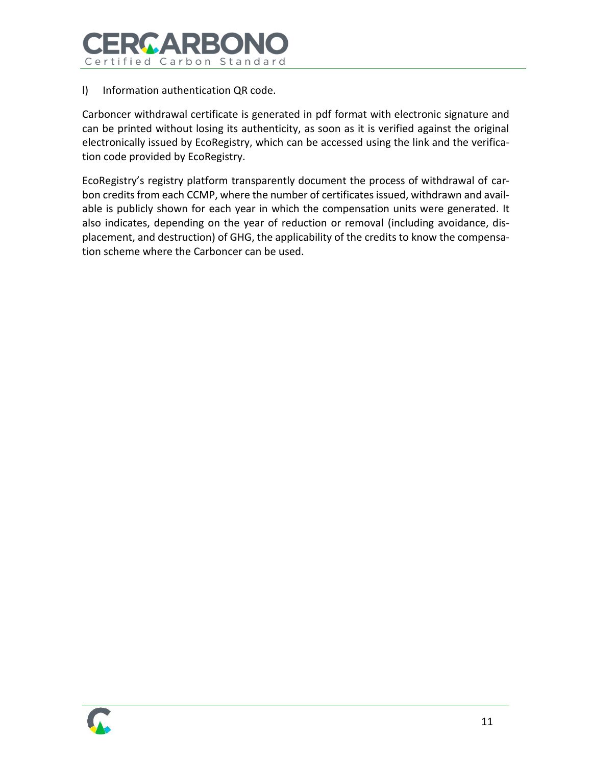l) Information authentication QR code.

Carboncer withdrawal certificate is generated in pdf format with electronic signature and can be printed without losing its authenticity, as soon as it is verified against the original electronically issued by EcoRegistry, which can be accessed using the link and the verification code provided by EcoRegistry.

EcoRegistry's registry platform transparently document the process of withdrawal of carbon credits from each CCMP, where the number of certificates issued, withdrawn and available is publicly shown for each year in which the compensation units were generated. It also indicates, depending on the year of reduction or removal (including avoidance, displacement, and destruction) of GHG, the applicability of the credits to know the compensation scheme where the Carboncer can be used.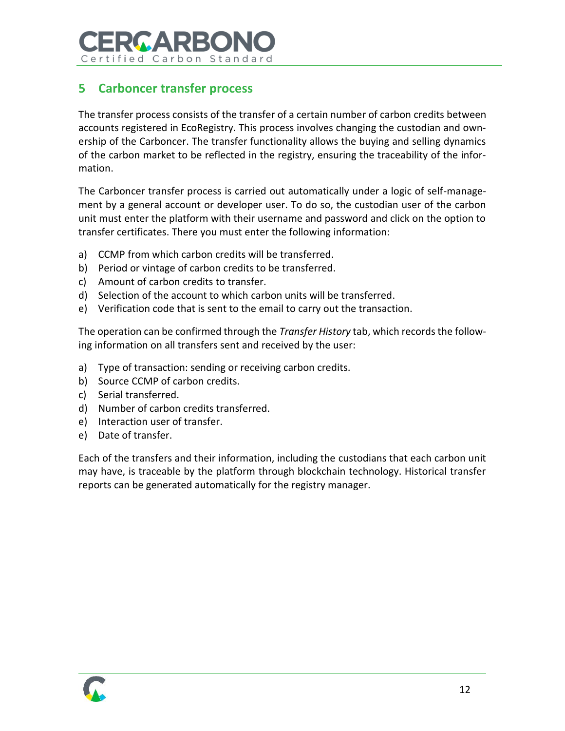## 5 Carboncer transfer process

The transfer process consists of the transfer of a certain number of carbon credits between accounts registered in EcoRegistry. This process involves changing the custodian and ownership of the Carboncer. The transfer functionality allows the buying and selling dynamics of the carbon market to be reflected in the registry, ensuring the traceability of the information.

The Carboncer transfer process is carried out automatically under a logic of self-management by a general account or developer user. To do so, the custodian user of the carbon unit must enter the platform with their username and password and click on the option to transfer certificates. There you must enter the following information:

a) CCMP from which carbon credits will be transferred.
b) Period or vintage of carbon credits to be transferred.
c) Amount of carbon credits to transfer.
d) Selection of the account to which carbon units will be transferred.
e) Verification code that is sent to the email to carry out the transaction.

The operation can be confirmed through the *Transfer History* tab, which records the following information on all transfers sent and received by the user:

a) Type of transaction: sending or receiving carbon credits.
b) Source CCMP of carbon credits.
c) Serial transferred.
d) Number of carbon credits transferred.
e) Interaction user of transfer.
e) Date of transfer.

Each of the transfers and their information, including the custodians that each carbon unit may have, is traceable by the platform through blockchain technology. Historical transfer reports can be generated automatically for the registry manager.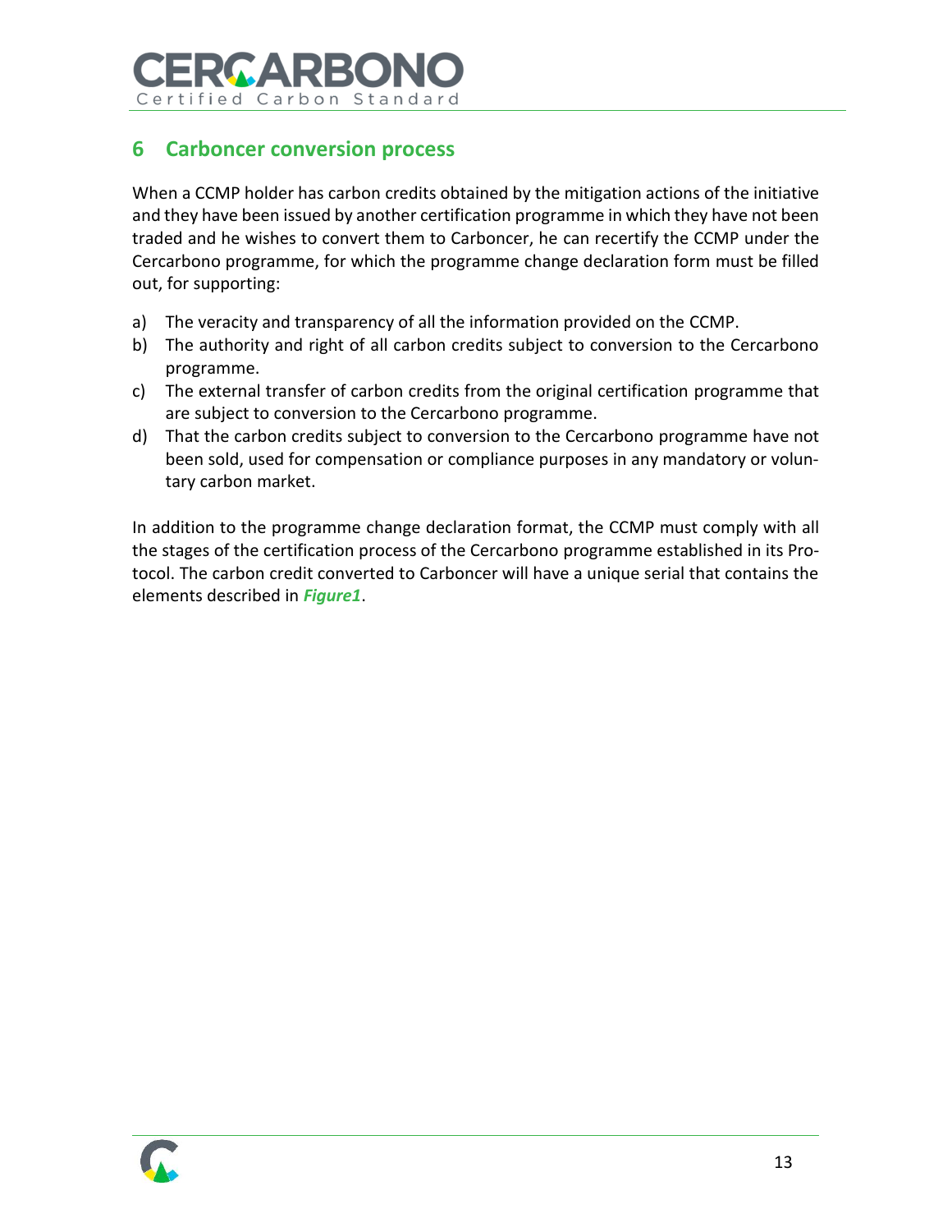# 6 Carboncer conversion process

When a CCMP holder has carbon credits obtained by the mitigation actions of the initiative and they have been issued by another certification programme in which they have not been traded and he wishes to convert them to Carboncer, he can recertify the CCMP under the Cercarbono programme, for which the programme change declaration form must be filled out, for supporting:

a) The veracity and transparency of all the information provided on the CCMP.
b) The authority and right of all carbon credits subject to conversion to the Cercarbono programme.
c) The external transfer of carbon credits from the original certification programme that are subject to conversion to the Cercarbono programme.
d) That the carbon credits subject to conversion to the Cercarbono programme have not been sold, used for compensation or compliance purposes in any mandatory or voluntary carbon market.

In addition to the programme change declaration format, the CCMP must comply with all the stages of the certification process of the Cercarbono programme established in its Protocol. The carbon credit converted to Carboncer will have a unique serial that contains the elements described in ***Figure1***.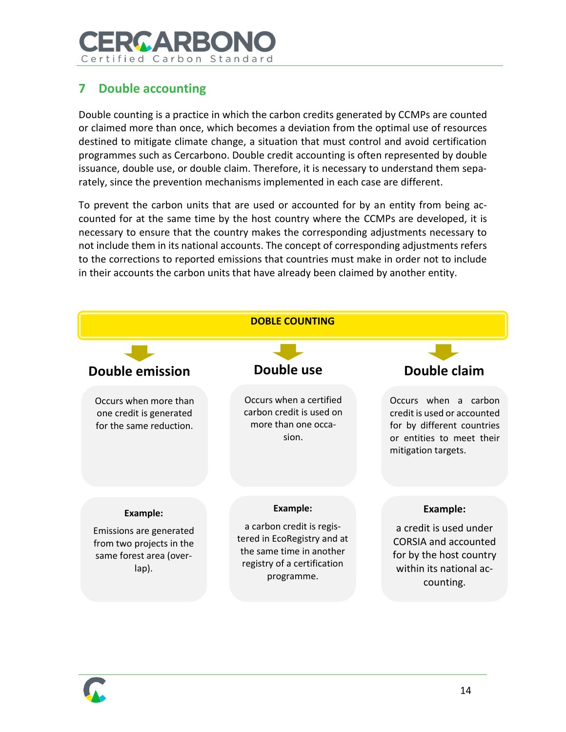## 7 Double accounting

Double counting is a practice in which the carbon credits generated by CCMPs are counted or claimed more than once, which becomes a deviation from the optimal use of resources destined to mitigate climate change, a situation that must control and avoid certification programmes such as Cercarbono. Double credit accounting is often represented by double issuance, double use, or double claim. Therefore, it is necessary to understand them separately, since the prevention mechanisms implemented in each case are different.

To prevent the carbon units that are used or accounted for by an entity from being accounted for at the same time by the host country where the CCMPs are developed, it is necessary to ensure that the country makes the corresponding adjustments necessary to not include them in its national accounts. The concept of corresponding adjustments refers to the corrections to reported emissions that countries must make in order not to include in their accounts the carbon units that have already been claimed by another entity.

**DOBLE COUNTING**

| Double emission | Double use | Double claim |
|---|---|---|
| Occurs when more than one credit is generated for the same reduction. | Occurs when a certified carbon credit is used on more than one occasion. | Occurs when a carbon credit is used or accounted for by different countries or entities to meet their mitigation targets. |
| **Example:** Emissions are generated from two projects in the same forest area (overlap). | **Example:** a carbon credit is registered in EcoRegistry and at the same time in another registry of a certification programme. | **Example:** a credit is used under CORSIA and accounted for by the host country within its national accounting. |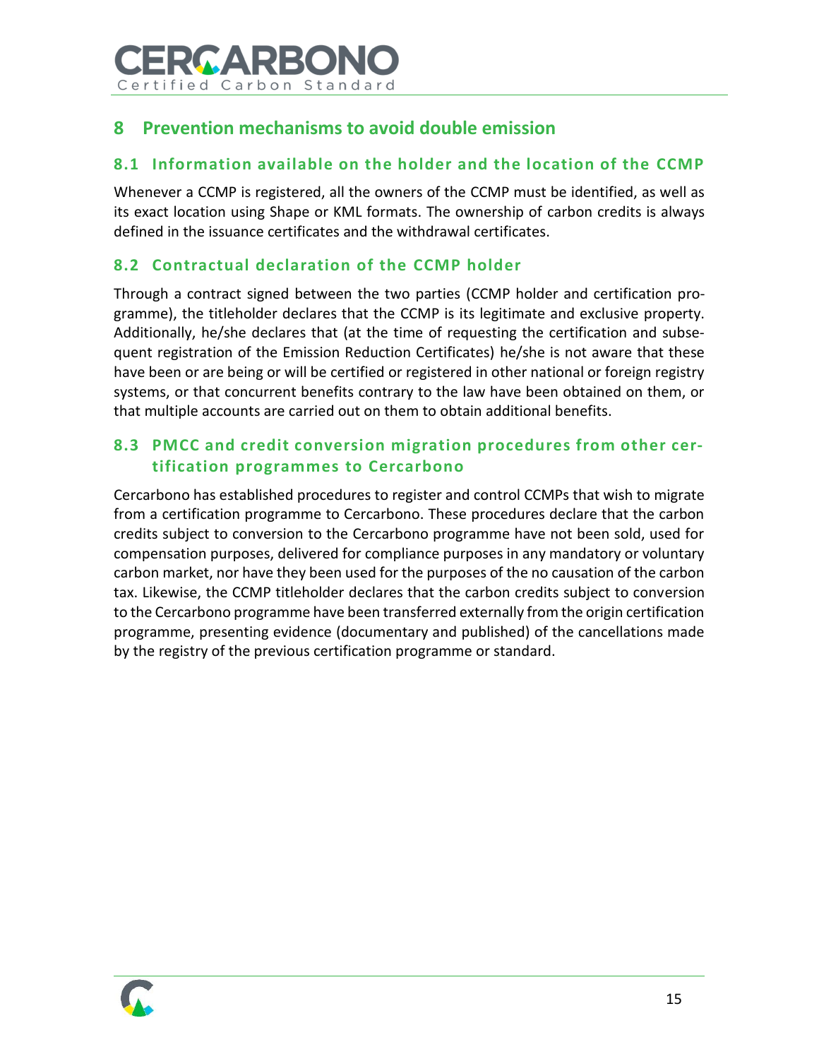# 8 Prevention mechanisms to avoid double emission

## 8.1 Information available on the holder and the location of the CCMP

Whenever a CCMP is registered, all the owners of the CCMP must be identified, as well as its exact location using Shape or KML formats. The ownership of carbon credits is always defined in the issuance certificates and the withdrawal certificates.

## 8.2 Contractual declaration of the CCMP holder

Through a contract signed between the two parties (CCMP holder and certification programme), the titleholder declares that the CCMP is its legitimate and exclusive property. Additionally, he/she declares that (at the time of requesting the certification and subsequent registration of the Emission Reduction Certificates) he/she is not aware that these have been or are being or will be certified or registered in other national or foreign registry systems, or that concurrent benefits contrary to the law have been obtained on them, or that multiple accounts are carried out on them to obtain additional benefits.

## 8.3 PMCC and credit conversion migration procedures from other certification programmes to Cercarbono

Cercarbono has established procedures to register and control CCMPs that wish to migrate from a certification programme to Cercarbono. These procedures declare that the carbon credits subject to conversion to the Cercarbono programme have not been sold, used for compensation purposes, delivered for compliance purposes in any mandatory or voluntary carbon market, nor have they been used for the purposes of the no causation of the carbon tax. Likewise, the CCMP titleholder declares that the carbon credits subject to conversion to the Cercarbono programme have been transferred externally from the origin certification programme, presenting evidence (documentary and published) of the cancellations made by the registry of the previous certification programme or standard.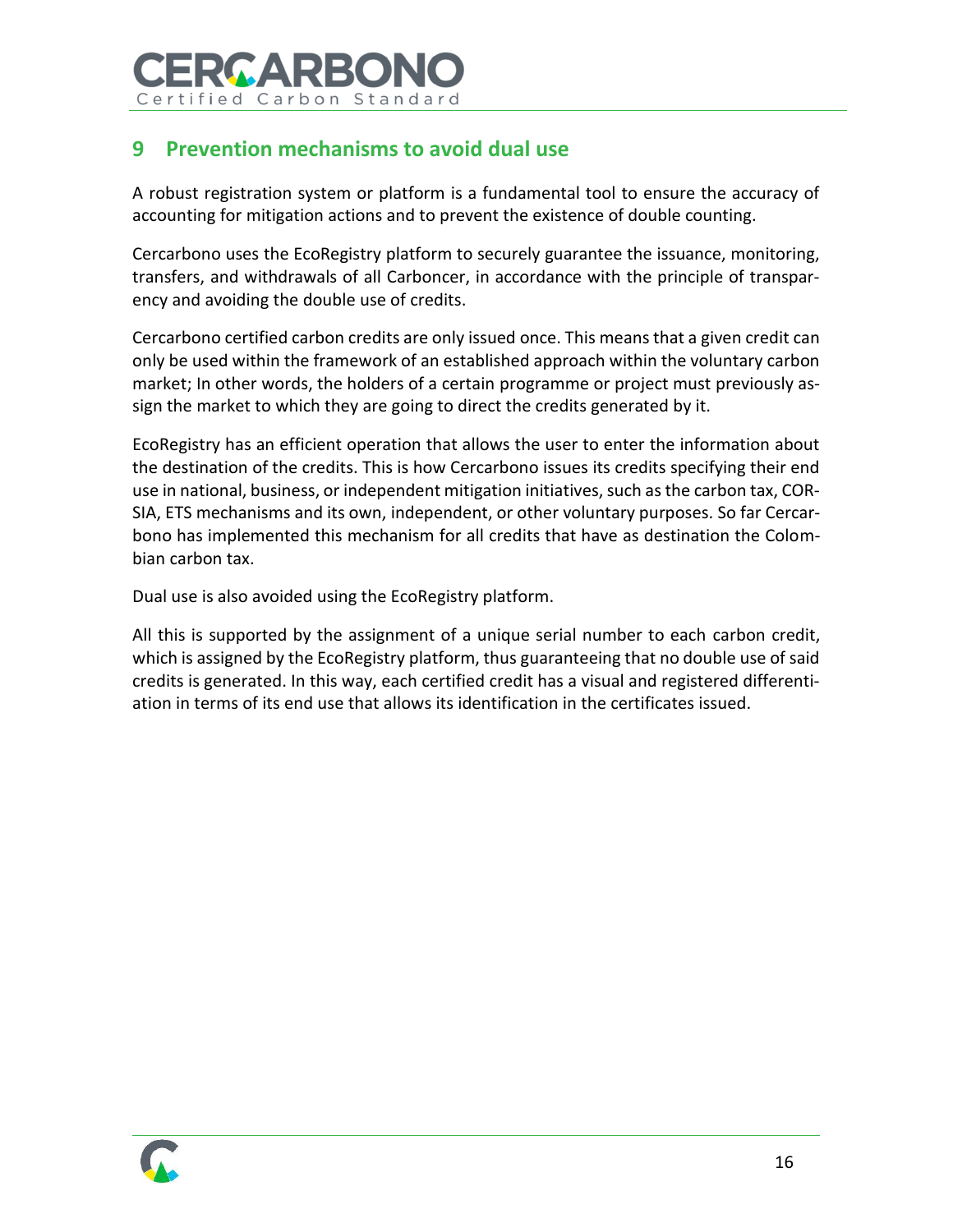## 9 Prevention mechanisms to avoid dual use

A robust registration system or platform is a fundamental tool to ensure the accuracy of accounting for mitigation actions and to prevent the existence of double counting.

Cercarbono uses the EcoRegistry platform to securely guarantee the issuance, monitoring, transfers, and withdrawals of all Carboncer, in accordance with the principle of transparency and avoiding the double use of credits.

Cercarbono certified carbon credits are only issued once. This means that a given credit can only be used within the framework of an established approach within the voluntary carbon market; In other words, the holders of a certain programme or project must previously assign the market to which they are going to direct the credits generated by it.

EcoRegistry has an efficient operation that allows the user to enter the information about the destination of the credits. This is how Cercarbono issues its credits specifying their end use in national, business, or independent mitigation initiatives, such as the carbon tax, CORSIA, ETS mechanisms and its own, independent, or other voluntary purposes. So far Cercarbono has implemented this mechanism for all credits that have as destination the Colombian carbon tax.

Dual use is also avoided using the EcoRegistry platform.

All this is supported by the assignment of a unique serial number to each carbon credit, which is assigned by the EcoRegistry platform, thus guaranteeing that no double use of said credits is generated. In this way, each certified credit has a visual and registered differentiation in terms of its end use that allows its identification in the certificates issued.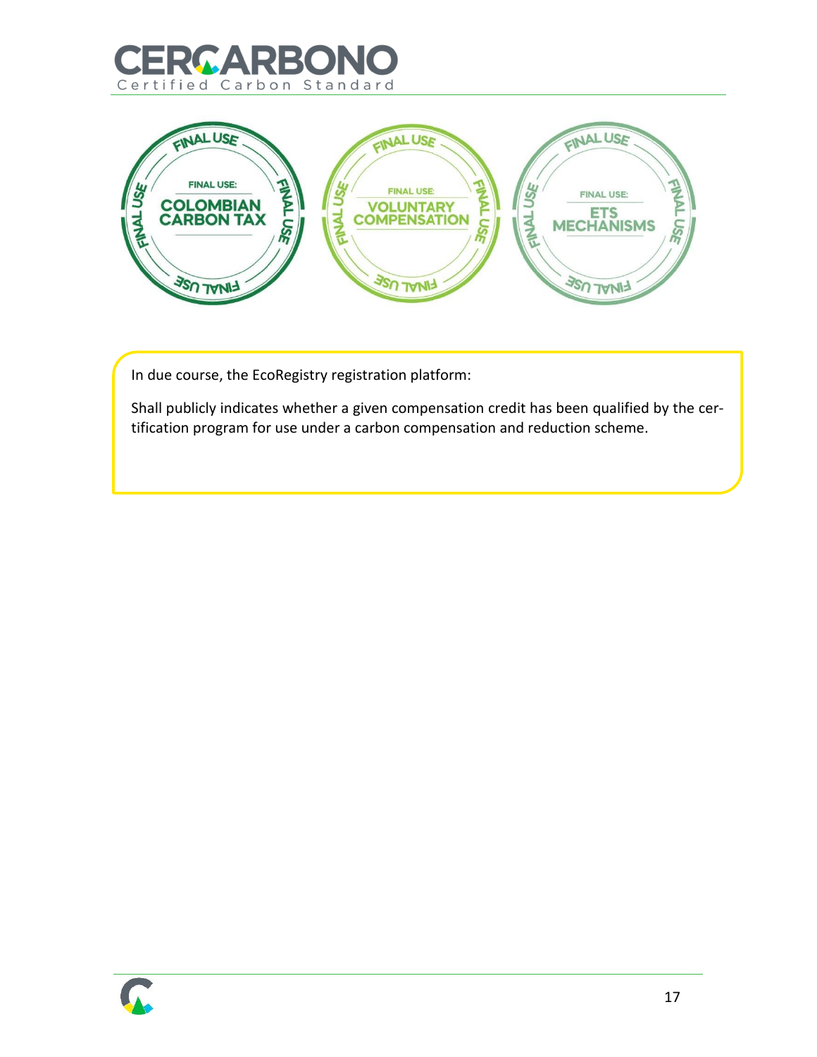FINAL USE: COLOMBIAN CARBON TAX

FINAL USE: VOLUNTARY COMPENSATION

FINAL USE: ETS MECHANISMS

In due course, the EcoRegistry registration platform:

Shall publicly indicates whether a given compensation credit has been qualified by the certification program for use under a carbon compensation and reduction scheme.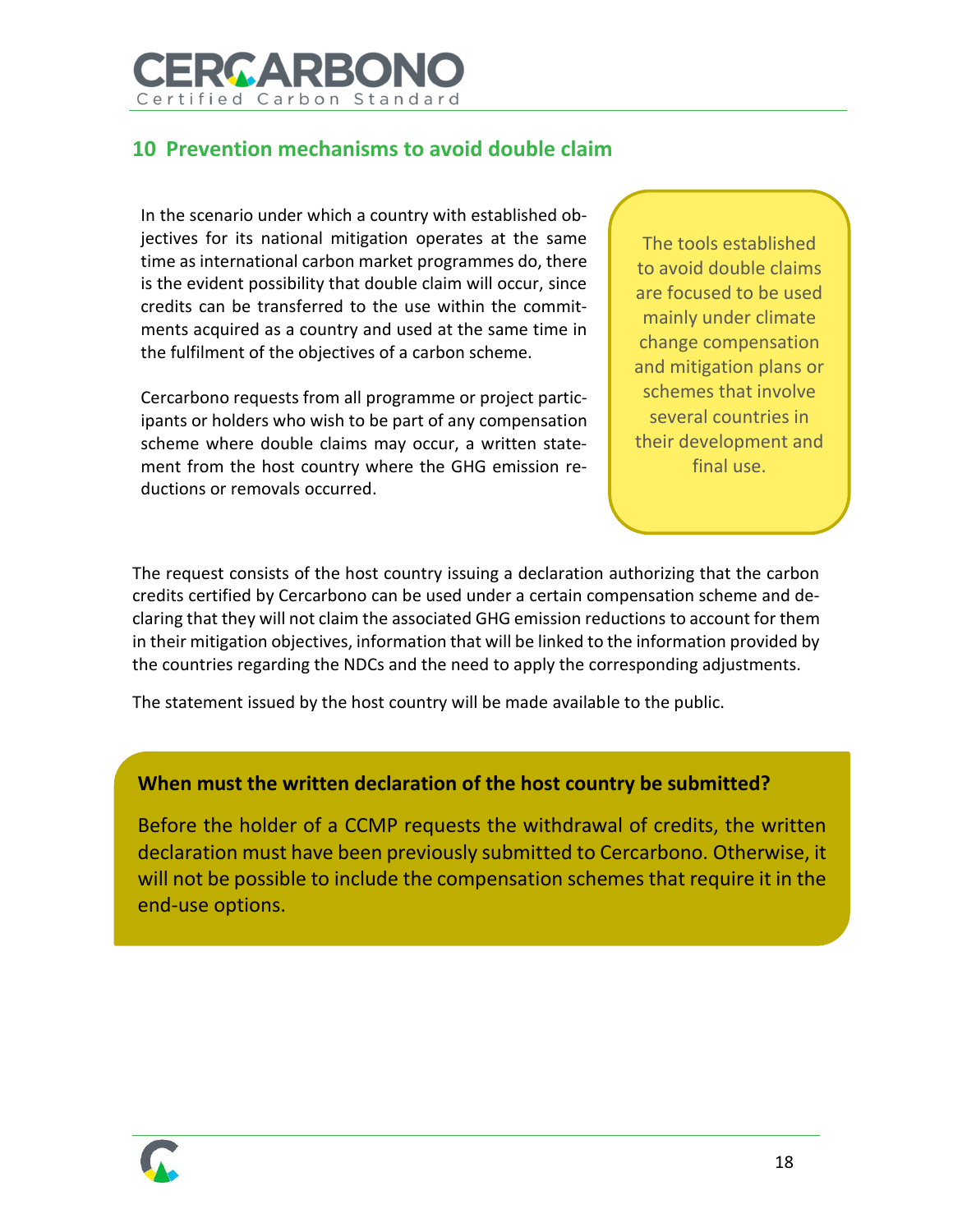## 10 Prevention mechanisms to avoid double claim

In the scenario under which a country with established objectives for its national mitigation operates at the same time as international carbon market programmes do, there is the evident possibility that double claim will occur, since credits can be transferred to the use within the commitments acquired as a country and used at the same time in the fulfilment of the objectives of a carbon scheme.

Cercarbono requests from all programme or project participants or holders who wish to be part of any compensation scheme where double claims may occur, a written statement from the host country where the GHG emission reductions or removals occurred.

> The tools established to avoid double claims are focused to be used mainly under climate change compensation and mitigation plans or schemes that involve several countries in their development and final use.

The request consists of the host country issuing a declaration authorizing that the carbon credits certified by Cercarbono can be used under a certain compensation scheme and declaring that they will not claim the associated GHG emission reductions to account for them in their mitigation objectives, information that will be linked to the information provided by the countries regarding the NDCs and the need to apply the corresponding adjustments.

The statement issued by the host country will be made available to the public.

**When must the written declaration of the host country be submitted?**

Before the holder of a CCMP requests the withdrawal of credits, the written declaration must have been previously submitted to Cercarbono. Otherwise, it will not be possible to include the compensation schemes that require it in the end-use options.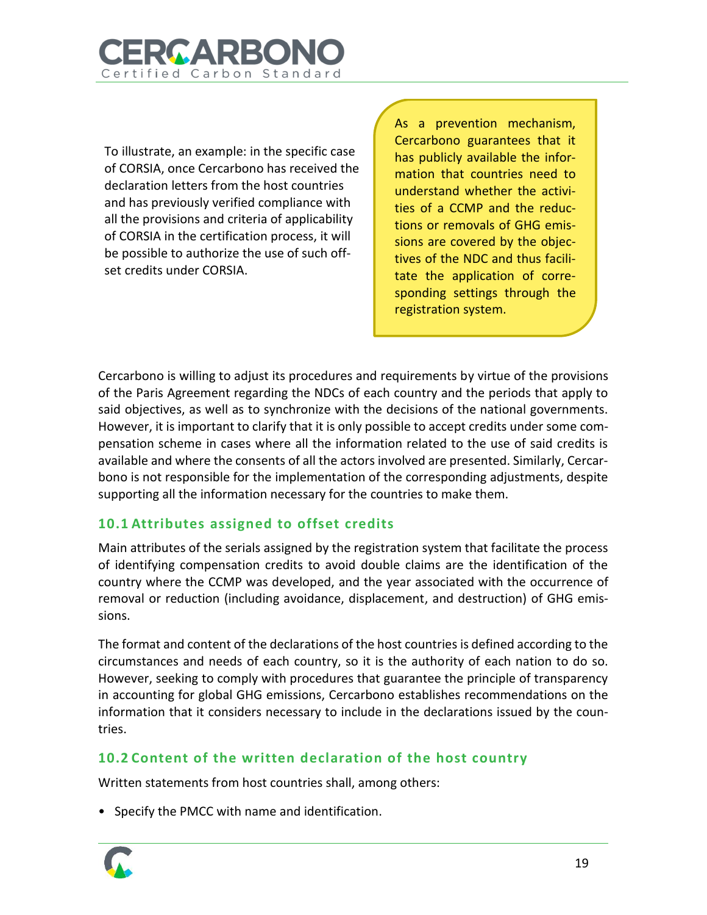To illustrate, an example: in the specific case of CORSIA, once Cercarbono has received the declaration letters from the host countries and has previously verified compliance with all the provisions and criteria of applicability of CORSIA in the certification process, it will be possible to authorize the use of such offset credits under CORSIA.

> As a prevention mechanism, Cercarbono guarantees that it has publicly available the information that countries need to understand whether the activities of a CCMP and the reductions or removals of GHG emissions are covered by the objectives of the NDC and thus facilitate the application of corresponding settings through the registration system.

Cercarbono is willing to adjust its procedures and requirements by virtue of the provisions of the Paris Agreement regarding the NDCs of each country and the periods that apply to said objectives, as well as to synchronize with the decisions of the national governments. However, it is important to clarify that it is only possible to accept credits under some compensation scheme in cases where all the information related to the use of said credits is available and where the consents of all the actors involved are presented. Similarly, Cercarbono is not responsible for the implementation of the corresponding adjustments, despite supporting all the information necessary for the countries to make them.

## 10.1 Attributes assigned to offset credits

Main attributes of the serials assigned by the registration system that facilitate the process of identifying compensation credits to avoid double claims are the identification of the country where the CCMP was developed, and the year associated with the occurrence of removal or reduction (including avoidance, displacement, and destruction) of GHG emissions.

The format and content of the declarations of the host countries is defined according to the circumstances and needs of each country, so it is the authority of each nation to do so. However, seeking to comply with procedures that guarantee the principle of transparency in accounting for global GHG emissions, Cercarbono establishes recommendations on the information that it considers necessary to include in the declarations issued by the countries.

## 10.2 Content of the written declaration of the host country

Written statements from host countries shall, among others:

- Specify the PMCC with name and identification.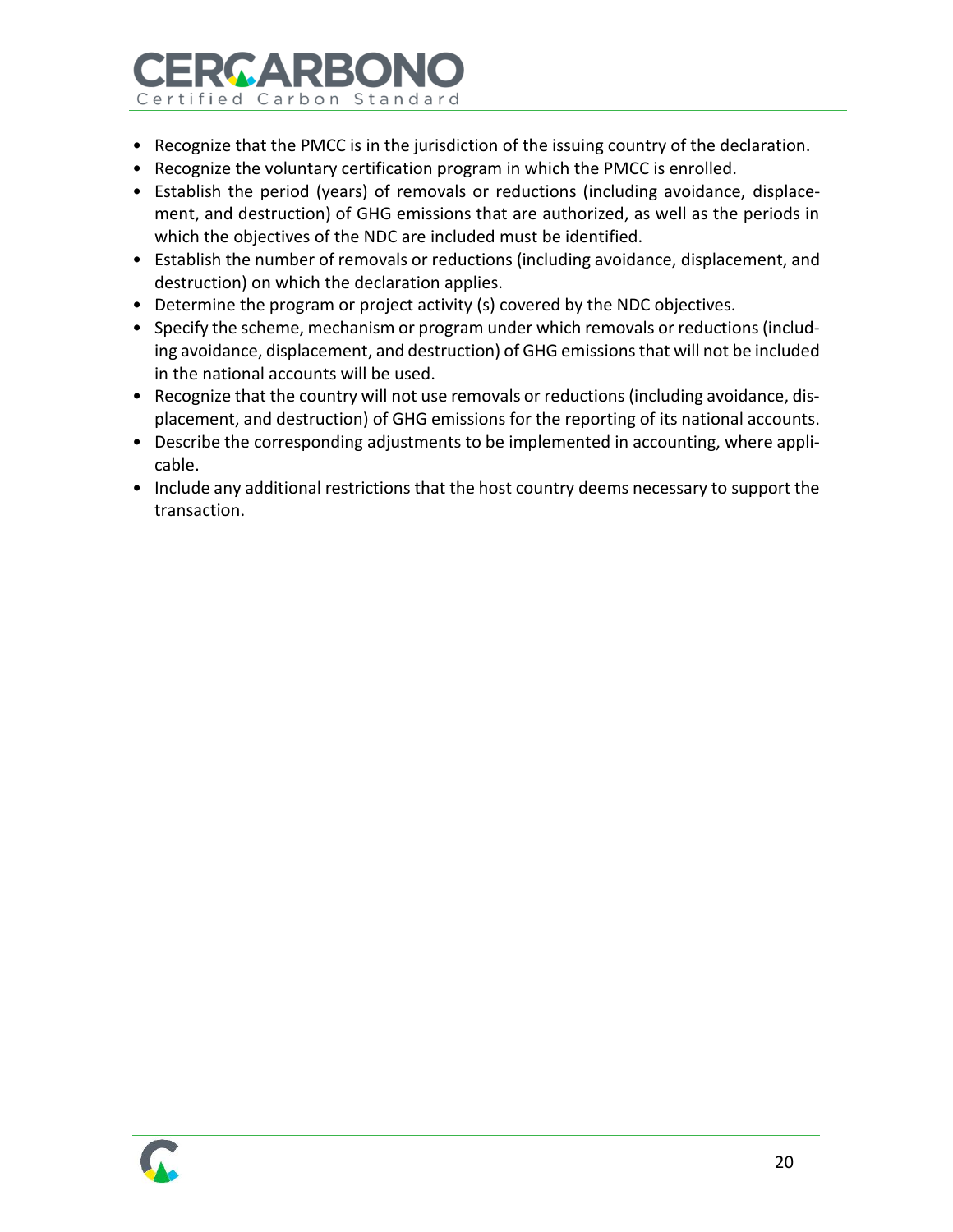- Recognize that the PMCC is in the jurisdiction of the issuing country of the declaration.
- Recognize the voluntary certification program in which the PMCC is enrolled.
- Establish the period (years) of removals or reductions (including avoidance, displacement, and destruction) of GHG emissions that are authorized, as well as the periods in which the objectives of the NDC are included must be identified.
- Establish the number of removals or reductions (including avoidance, displacement, and destruction) on which the declaration applies.
- Determine the program or project activity (s) covered by the NDC objectives.
- Specify the scheme, mechanism or program under which removals or reductions (including avoidance, displacement, and destruction) of GHG emissions that will not be included in the national accounts will be used.
- Recognize that the country will not use removals or reductions (including avoidance, displacement, and destruction) of GHG emissions for the reporting of its national accounts.
- Describe the corresponding adjustments to be implemented in accounting, where applicable.
- Include any additional restrictions that the host country deems necessary to support the transaction.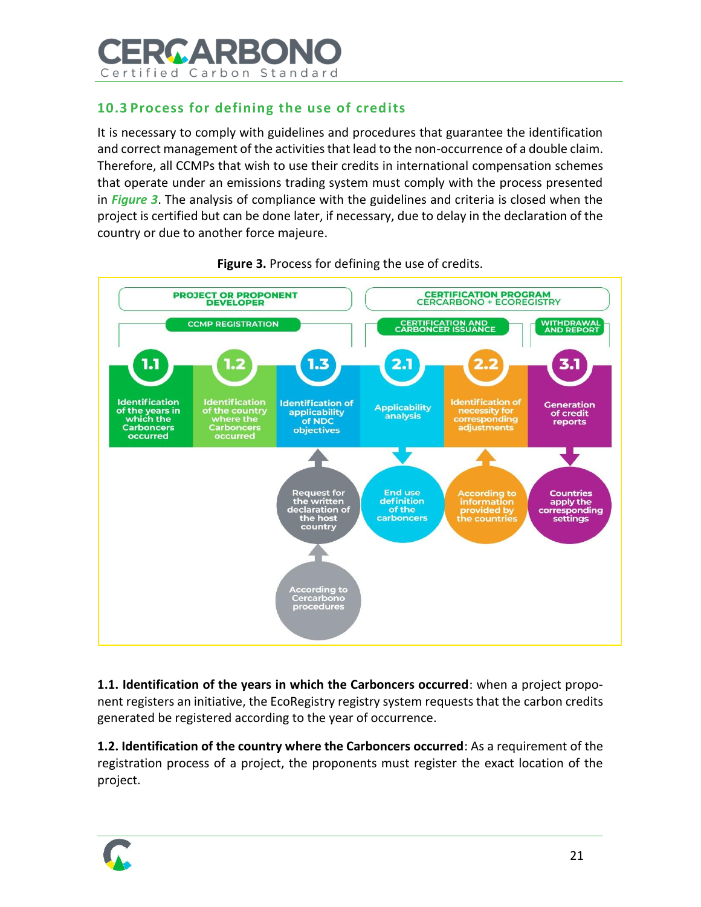## 10.3 Process for defining the use of credits

It is necessary to comply with guidelines and procedures that guarantee the identification and correct management of the activities that lead to the non-occurrence of a double claim. Therefore, all CCMPs that wish to use their credits in international compensation schemes that operate under an emissions trading system must comply with the process presented in ***Figure 3***. The analysis of compliance with the guidelines and criteria is closed when the project is certified but can be done later, if necessary, due to delay in the declaration of the country or due to another force majeure.

**Figure 3.** Process for defining the use of credits.

PROJECT OR PROPONENT DEVELOPER — CCMP REGISTRATION

- **1.1** Identification of the years in which the Carboncers occurred
- **1.2** Identification of the country where the Carboncers occurred
- **1.3** Identification of applicability of NDC objectives ← Request for the written declaration of the host country ← According to Cercarbono procedures

CERTIFICATION PROGRAM CERCARBONO + ECOREGISTRY — CERTIFICATION AND CARBONCER ISSUANCE

- **2.1** Applicability analysis → End use definition of the carboncers
- **2.2** Identification of necessity for corresponding adjustments ← According to information provided by the countries

WITHDRAWAL AND REPORT

- **3.1** Generation of credit reports → Countries apply the corresponding settings

**1.1. Identification of the years in which the Carboncers occurred**: when a project proponent registers an initiative, the EcoRegistry registry system requests that the carbon credits generated be registered according to the year of occurrence.

**1.2. Identification of the country where the Carboncers occurred**: As a requirement of the registration process of a project, the proponents must register the exact location of the project.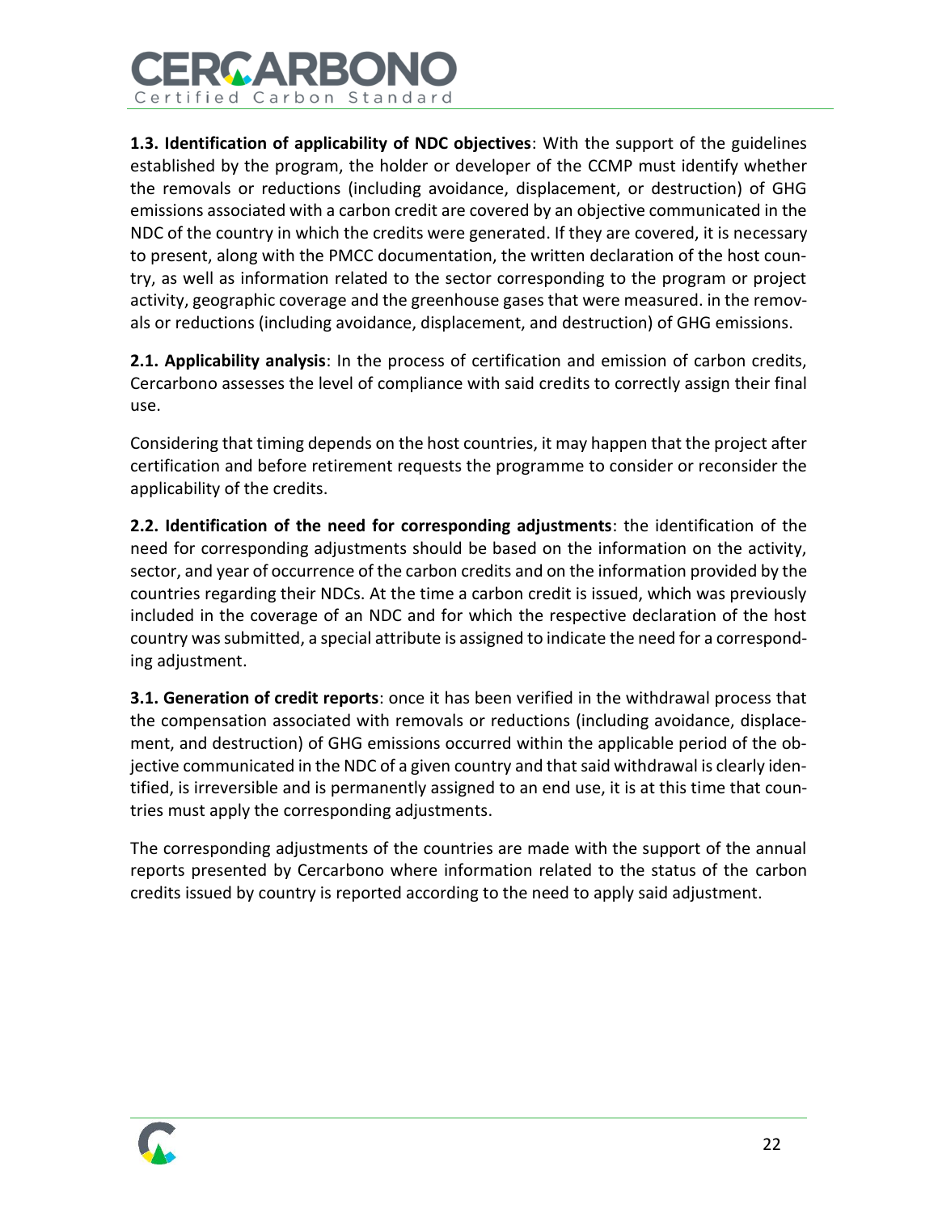**1.3. Identification of applicability of NDC objectives**: With the support of the guidelines established by the program, the holder or developer of the CCMP must identify whether the removals or reductions (including avoidance, displacement, or destruction) of GHG emissions associated with a carbon credit are covered by an objective communicated in the NDC of the country in which the credits were generated. If they are covered, it is necessary to present, along with the PMCC documentation, the written declaration of the host country, as well as information related to the sector corresponding to the program or project activity, geographic coverage and the greenhouse gases that were measured. in the removals or reductions (including avoidance, displacement, and destruction) of GHG emissions.

**2.1. Applicability analysis**: In the process of certification and emission of carbon credits, Cercarbono assesses the level of compliance with said credits to correctly assign their final use.

Considering that timing depends on the host countries, it may happen that the project after certification and before retirement requests the programme to consider or reconsider the applicability of the credits.

**2.2. Identification of the need for corresponding adjustments**: the identification of the need for corresponding adjustments should be based on the information on the activity, sector, and year of occurrence of the carbon credits and on the information provided by the countries regarding their NDCs. At the time a carbon credit is issued, which was previously included in the coverage of an NDC and for which the respective declaration of the host country was submitted, a special attribute is assigned to indicate the need for a corresponding adjustment.

**3.1. Generation of credit reports**: once it has been verified in the withdrawal process that the compensation associated with removals or reductions (including avoidance, displacement, and destruction) of GHG emissions occurred within the applicable period of the objective communicated in the NDC of a given country and that said withdrawal is clearly identified, is irreversible and is permanently assigned to an end use, it is at this time that countries must apply the corresponding adjustments.

The corresponding adjustments of the countries are made with the support of the annual reports presented by Cercarbono where information related to the status of the carbon credits issued by country is reported according to the need to apply said adjustment.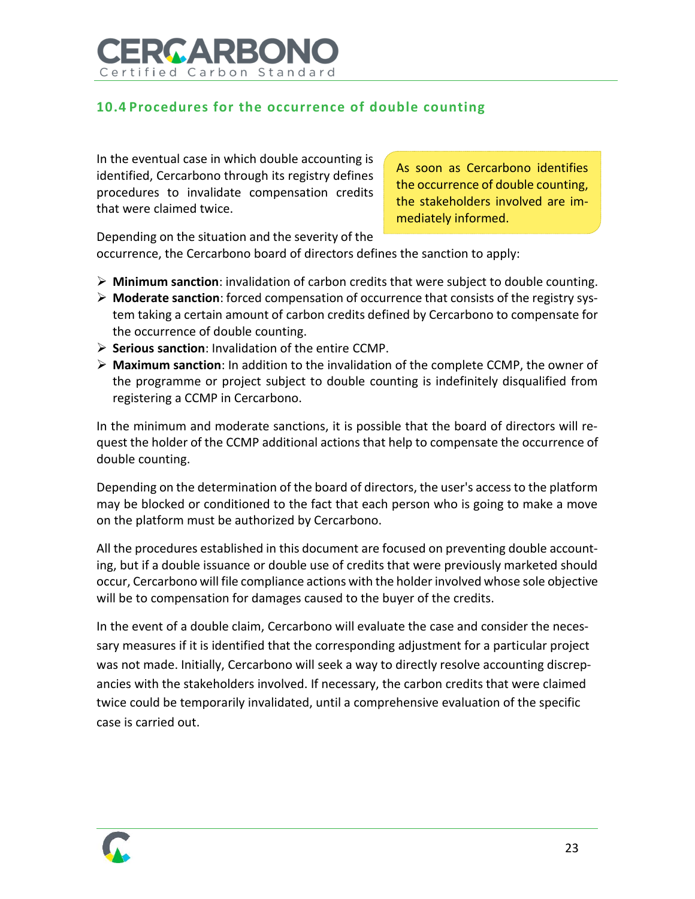## 10.4 Procedures for the occurrence of double counting

In the eventual case in which double accounting is identified, Cercarbono through its registry defines procedures to invalidate compensation credits that were claimed twice.

> As soon as Cercarbono identifies the occurrence of double counting, the stakeholders involved are immediately informed.

Depending on the situation and the severity of the occurrence, the Cercarbono board of directors defines the sanction to apply:

- **Minimum sanction**: invalidation of carbon credits that were subject to double counting.
- **Moderate sanction**: forced compensation of occurrence that consists of the registry system taking a certain amount of carbon credits defined by Cercarbono to compensate for the occurrence of double counting.
- **Serious sanction**: Invalidation of the entire CCMP.
- **Maximum sanction**: In addition to the invalidation of the complete CCMP, the owner of the programme or project subject to double counting is indefinitely disqualified from registering a CCMP in Cercarbono.

In the minimum and moderate sanctions, it is possible that the board of directors will request the holder of the CCMP additional actions that help to compensate the occurrence of double counting.

Depending on the determination of the board of directors, the user's access to the platform may be blocked or conditioned to the fact that each person who is going to make a move on the platform must be authorized by Cercarbono.

All the procedures established in this document are focused on preventing double accounting, but if a double issuance or double use of credits that were previously marketed should occur, Cercarbono will file compliance actions with the holder involved whose sole objective will be to compensation for damages caused to the buyer of the credits.

In the event of a double claim, Cercarbono will evaluate the case and consider the necessary measures if it is identified that the corresponding adjustment for a particular project was not made. Initially, Cercarbono will seek a way to directly resolve accounting discrepancies with the stakeholders involved. If necessary, the carbon credits that were claimed twice could be temporarily invalidated, until a comprehensive evaluation of the specific case is carried out.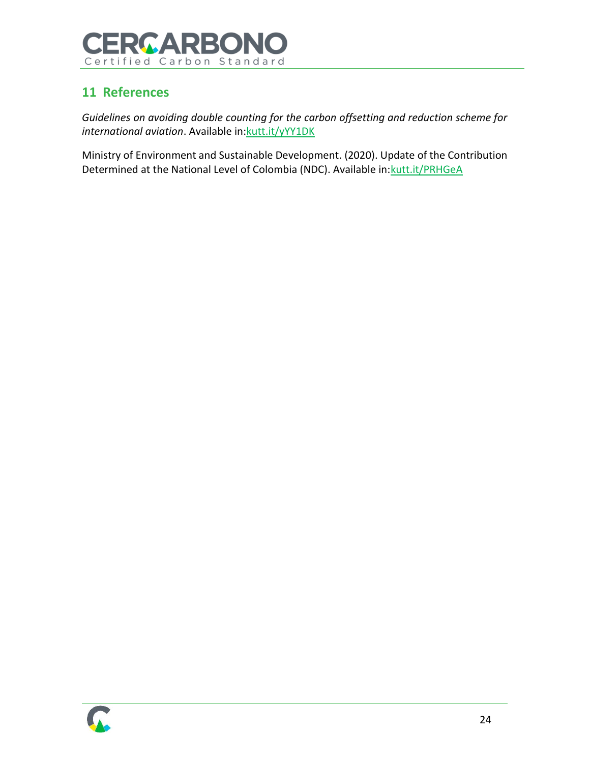## 11 References

*Guidelines on avoiding double counting for the carbon offsetting and reduction scheme for international aviation*. Available in:kutt.it/yYY1DK

Ministry of Environment and Sustainable Development. (2020). Update of the Contribution Determined at the National Level of Colombia (NDC). Available in:kutt.it/PRHGeA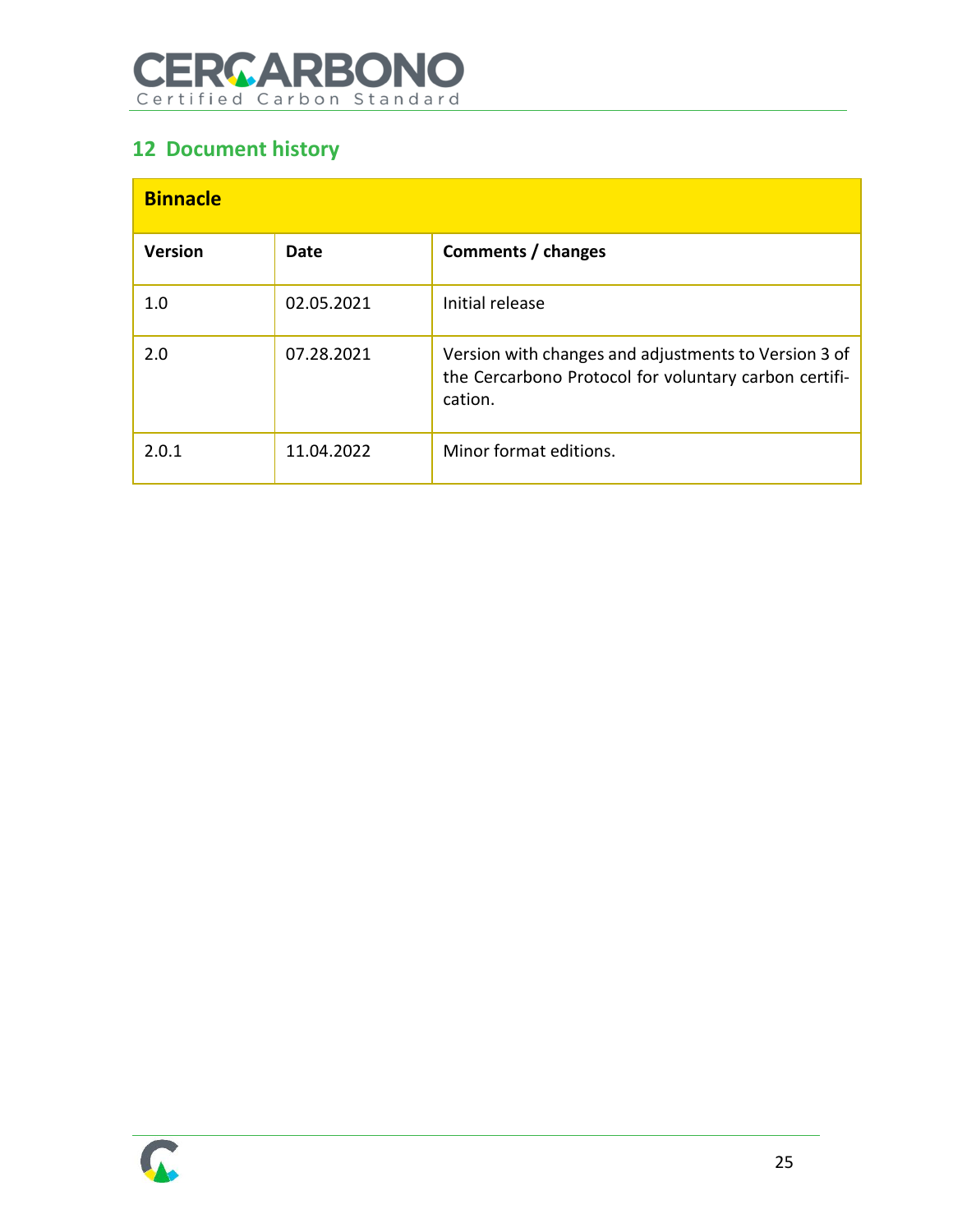## 12 Document history

| Binnacle | | |
|---|---|---|
| **Version** | **Date** | **Comments / changes** |
| 1.0 | 02.05.2021 | Initial release |
| 2.0 | 07.28.2021 | Version with changes and adjustments to Version 3 of the Cercarbono Protocol for voluntary carbon certification. |
| 2.0.1 | 11.04.2022 | Minor format editions. |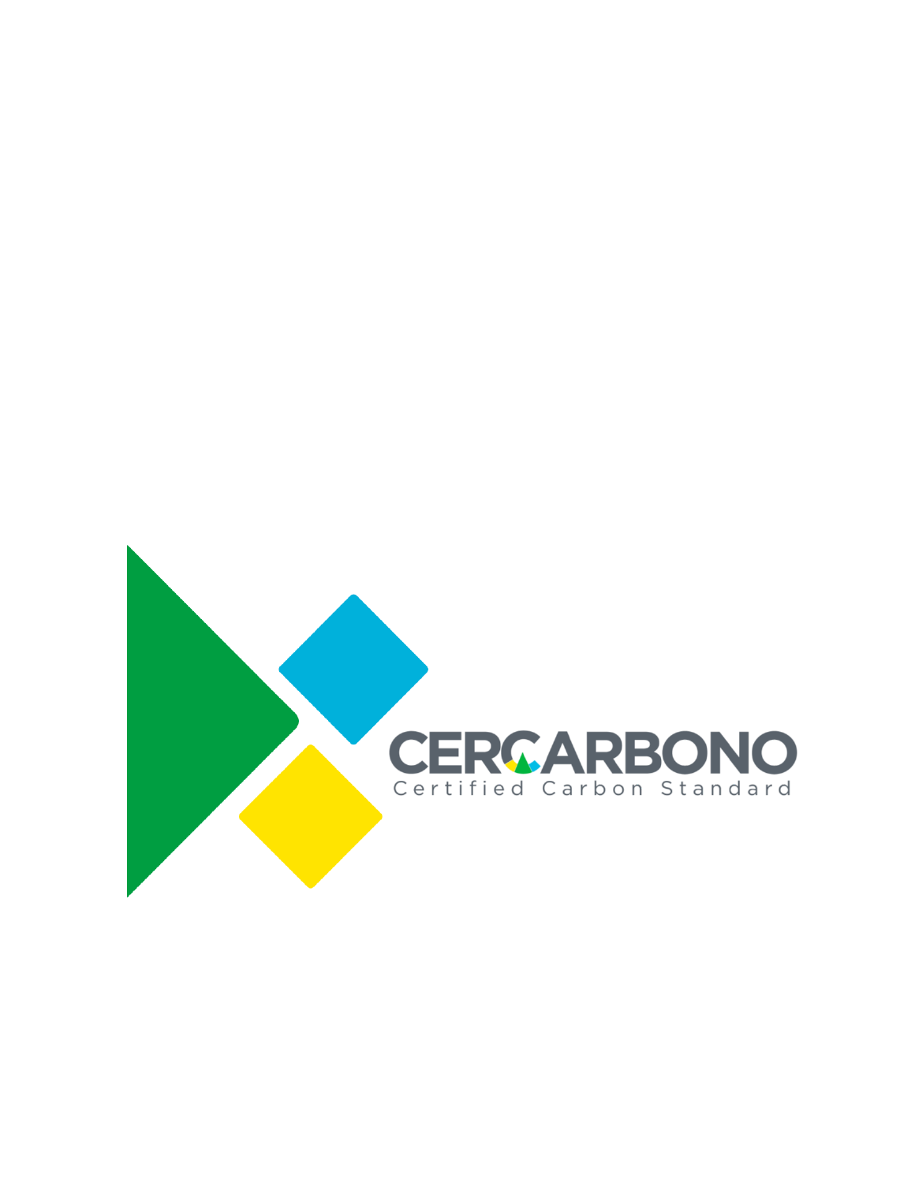CERCARBONO

Certified Carbon Standard